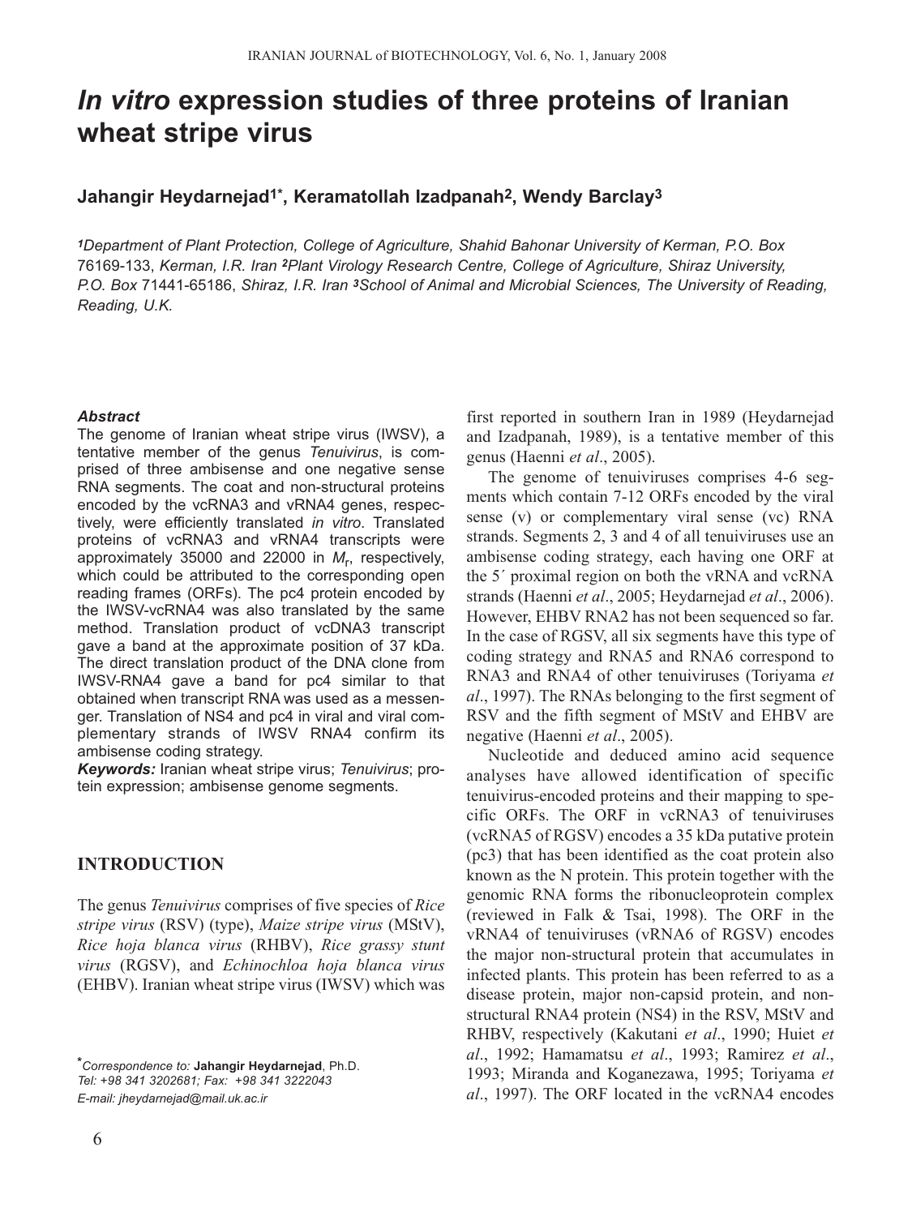# *In vitro* expression studies of three proteins of Iranian wheat stripe virus

**Jahangir Heydarnejad[1*], Keramatollah Izadpanah[2], Wendy Barclay[3]**

[1]*Department of Plant Protection, College of Agriculture, Shahid Bahonar University of Kerman, P.O. Box* 76169-133, *Kerman, I.R. Iran* [2]*Plant Virology Research Centre, College of Agriculture, Shiraz University, P.O. Box* 71441-65186, *Shiraz, I.R. Iran* [3]*School of Animal and Microbial Sciences, The University of Reading, Reading, U.K.*

***Abstract***

The genome of Iranian wheat stripe virus (IWSV), a tentative member of the genus *Tenuivirus*, is comprised of three ambisense and one negative sense RNA segments. The coat and non-structural proteins encoded by the vcRNA3 and vRNA4 genes, respectively, were efficiently translated *in vitro*. Translated proteins of vcRNA3 and vRNA4 transcripts were approximately 35000 and 22000 in $M_r$, respectively, which could be attributed to the corresponding open reading frames (ORFs). The pc4 protein encoded by the IWSV-vcRNA4 was also translated by the same method. Translation product of vcDNA3 transcript gave a band at the approximate position of 37 kDa. The direct translation product of the DNA clone from IWSV-RNA4 gave a band for pc4 similar to that obtained when transcript RNA was used as a messenger. Translation of NS4 and pc4 in viral and viral complementary strands of IWSV RNA4 confirm its ambisense coding strategy.

***Keywords:*** Iranian wheat stripe virus; *Tenuivirus*; protein expression; ambisense genome segments.

## INTRODUCTION

The genus *Tenuivirus* comprises of five species of *Rice stripe virus* (RSV) (type), *Maize stripe virus* (MStV), *Rice hoja blanca virus* (RHBV), *Rice grassy stunt virus* (RGSV), and *Echinochloa hoja blanca virus* (EHBV). Iranian wheat stripe virus (IWSV) which was first reported in southern Iran in 1989 (Heydarnejad and Izadpanah, 1989), is a tentative member of this genus (Haenni *et al*., 2005).

The genome of tenuiviruses comprises 4-6 segments which contain 7-12 ORFs encoded by the viral sense (v) or complementary viral sense (vc) RNA strands. Segments 2, 3 and 4 of all tenuiviruses use an ambisense coding strategy, each having one ORF at the 5´ proximal region on both the vRNA and vcRNA strands (Haenni *et al*., 2005; Heydarnejad *et al*., 2006). However, EHBV RNA2 has not been sequenced so far. In the case of RGSV, all six segments have this type of coding strategy and RNA5 and RNA6 correspond to RNA3 and RNA4 of other tenuiviruses (Toriyama *et al*., 1997). The RNAs belonging to the first segment of RSV and the fifth segment of MStV and EHBV are negative (Haenni *et al*., 2005).

Nucleotide and deduced amino acid sequence analyses have allowed identification of specific tenuivirus-encoded proteins and their mapping to specific ORFs. The ORF in vcRNA3 of tenuiviruses (vcRNA5 of RGSV) encodes a 35 kDa putative protein (pc3) that has been identified as the coat protein also known as the N protein. This protein together with the genomic RNA forms the ribonucleoprotein complex (reviewed in Falk & Tsai, 1998). The ORF in the vRNA4 of tenuiviruses (vRNA6 of RGSV) encodes the major non-structural protein that accumulates in infected plants. This protein has been referred to as a disease protein, major non-capsid protein, and non-structural RNA4 protein (NS4) in the RSV, MStV and RHBV, respectively (Kakutani *et al*., 1990; Huiet *et al*., 1992; Hamamatsu *et al*., 1993; Ramirez *et al*., 1993; Miranda and Koganezawa, 1995; Toriyama *et al*., 1997). The ORF located in the vcRNA4 encodes

*Correspondence to: **Jahangir Heydarnejad**, Ph.D.
*Tel: +98 341 3202681; Fax: +98 341 3222043*
*E-mail: jheydarnejad@mail.uk.ac.ir*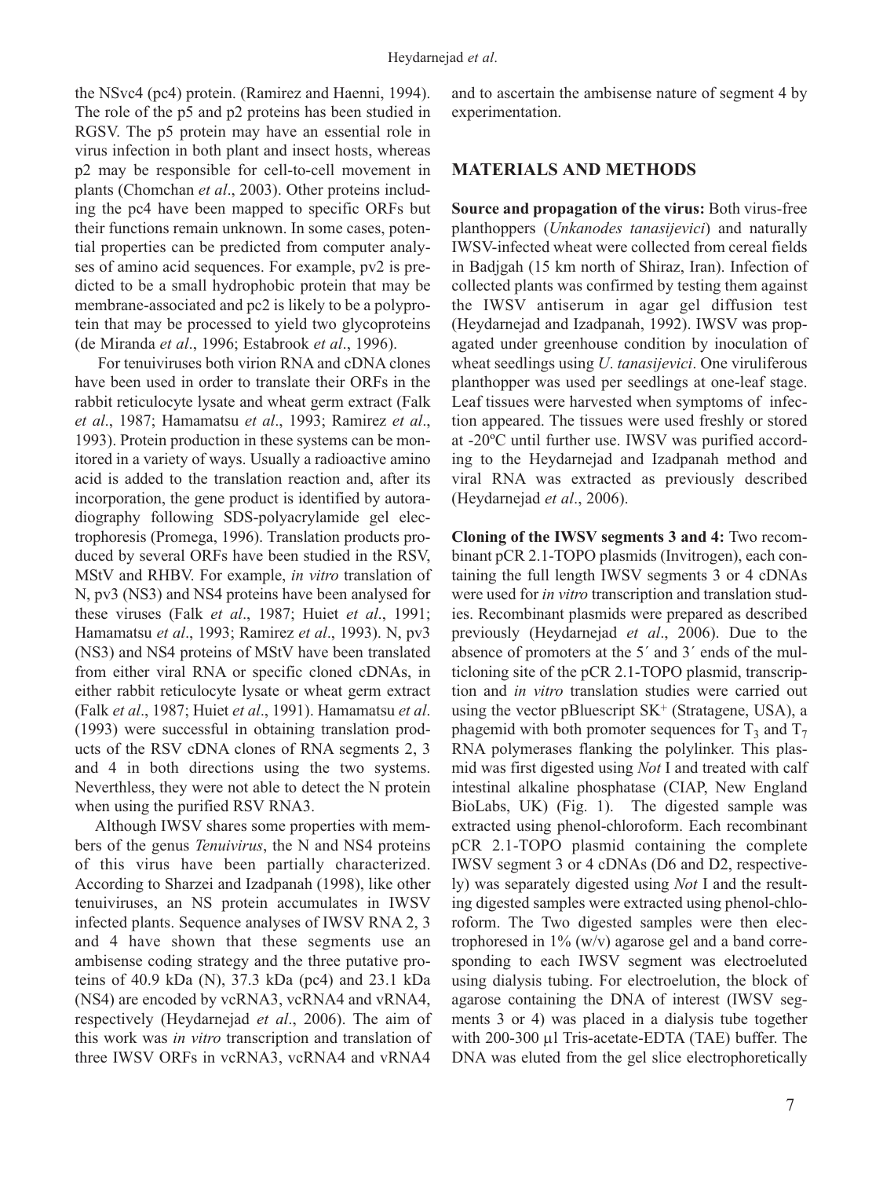the NSvc4 (pc4) protein. (Ramirez and Haenni, 1994). The role of the p5 and p2 proteins has been studied in RGSV. The p5 protein may have an essential role in virus infection in both plant and insect hosts, whereas p2 may be responsible for cell-to-cell movement in plants (Chomchan *et al*., 2003). Other proteins including the pc4 have been mapped to specific ORFs but their functions remain unknown. In some cases, potential properties can be predicted from computer analyses of amino acid sequences. For example, pv2 is predicted to be a small hydrophobic protein that may be membrane-associated and pc2 is likely to be a polyprotein that may be processed to yield two glycoproteins (de Miranda *et al*., 1996; Estabrook *et al*., 1996).

For tenuiviruses both virion RNA and cDNA clones have been used in order to translate their ORFs in the rabbit reticulocyte lysate and wheat germ extract (Falk *et al*., 1987; Hamamatsu *et al*., 1993; Ramirez *et al*., 1993). Protein production in these systems can be monitored in a variety of ways. Usually a radioactive amino acid is added to the translation reaction and, after its incorporation, the gene product is identified by autoradiography following SDS-polyacrylamide gel electrophoresis (Promega, 1996). Translation products produced by several ORFs have been studied in the RSV, MStV and RHBV. For example, *in vitro* translation of N, pv3 (NS3) and NS4 proteins have been analysed for these viruses (Falk *et al*., 1987; Huiet *et al*., 1991; Hamamatsu *et al*., 1993; Ramirez *et al*., 1993). N, pv3 (NS3) and NS4 proteins of MStV have been translated from either viral RNA or specific cloned cDNAs, in either rabbit reticulocyte lysate or wheat germ extract (Falk *et al*., 1987; Huiet *et al*., 1991). Hamamatsu *et al*. (1993) were successful in obtaining translation products of the RSV cDNA clones of RNA segments 2, 3 and 4 in both directions using the two systems. Neverthless, they were not able to detect the N protein when using the purified RSV RNA3.

Although IWSV shares some properties with members of the genus *Tenuivirus*, the N and NS4 proteins of this virus have been partially characterized. According to Sharzei and Izadpanah (1998), like other tenuiviruses, an NS protein accumulates in IWSV infected plants. Sequence analyses of IWSV RNA 2, 3 and 4 have shown that these segments use an ambisense coding strategy and the three putative proteins of 40.9 kDa (N), 37.3 kDa (pc4) and 23.1 kDa (NS4) are encoded by vcRNA3, vcRNA4 and vRNA4, respectively (Heydarnejad *et al*., 2006). The aim of this work was *in vitro* transcription and translation of three IWSV ORFs in vcRNA3, vcRNA4 and vRNA4 and to ascertain the ambisense nature of segment 4 by experimentation.

## MATERIALS AND METHODS

**Source and propagation of the virus:** Both virus-free planthoppers (*Unkanodes tanasijevici*) and naturally IWSV-infected wheat were collected from cereal fields in Badjgah (15 km north of Shiraz, Iran). Infection of collected plants was confirmed by testing them against the IWSV antiserum in agar gel diffusion test (Heydarnejad and Izadpanah, 1992). IWSV was propagated under greenhouse condition by inoculation of wheat seedlings using *U*. *tanasijevici*. One viruliferous planthopper was used per seedlings at one-leaf stage. Leaf tissues were harvested when symptoms of infection appeared. The tissues were used freshly or stored at -20ºC until further use. IWSV was purified according to the Heydarnejad and Izadpanah method and viral RNA was extracted as previously described (Heydarnejad *et al*., 2006).

**Cloning of the IWSV segments 3 and 4:** Two recombinant pCR 2.1-TOPO plasmids (Invitrogen), each containing the full length IWSV segments 3 or 4 cDNAs were used for *in vitro* transcription and translation studies. Recombinant plasmids were prepared as described previously (Heydarnejad *et al*., 2006). Due to the absence of promoters at the 5´ and 3´ ends of the multicloning site of the pCR 2.1-TOPO plasmid, transcription and *in vitro* translation studies were carried out using the vector pBluescript SK$^+$ (Stratagene, USA), a phagemid with both promoter sequences for $T_3$ and $T_7$ RNA polymerases flanking the polylinker. This plasmid was first digested using *Not* I and treated with calf intestinal alkaline phosphatase (CIAP, New England BioLabs, UK) (Fig. 1). The digested sample was extracted using phenol-chloroform. Each recombinant pCR 2.1-TOPO plasmid containing the complete IWSV segment 3 or 4 cDNAs (D6 and D2, respectively) was separately digested using *Not* I and the resulting digested samples were extracted using phenol-chloroform. The Two digested samples were then electrophoresed in 1% (w/v) agarose gel and a band corresponding to each IWSV segment was electroeluted using dialysis tubing. For electroelution, the block of agarose containing the DNA of interest (IWSV segments 3 or 4) was placed in a dialysis tube together with 200-300 µl Tris-acetate-EDTA (TAE) buffer. The DNA was eluted from the gel slice electrophoretically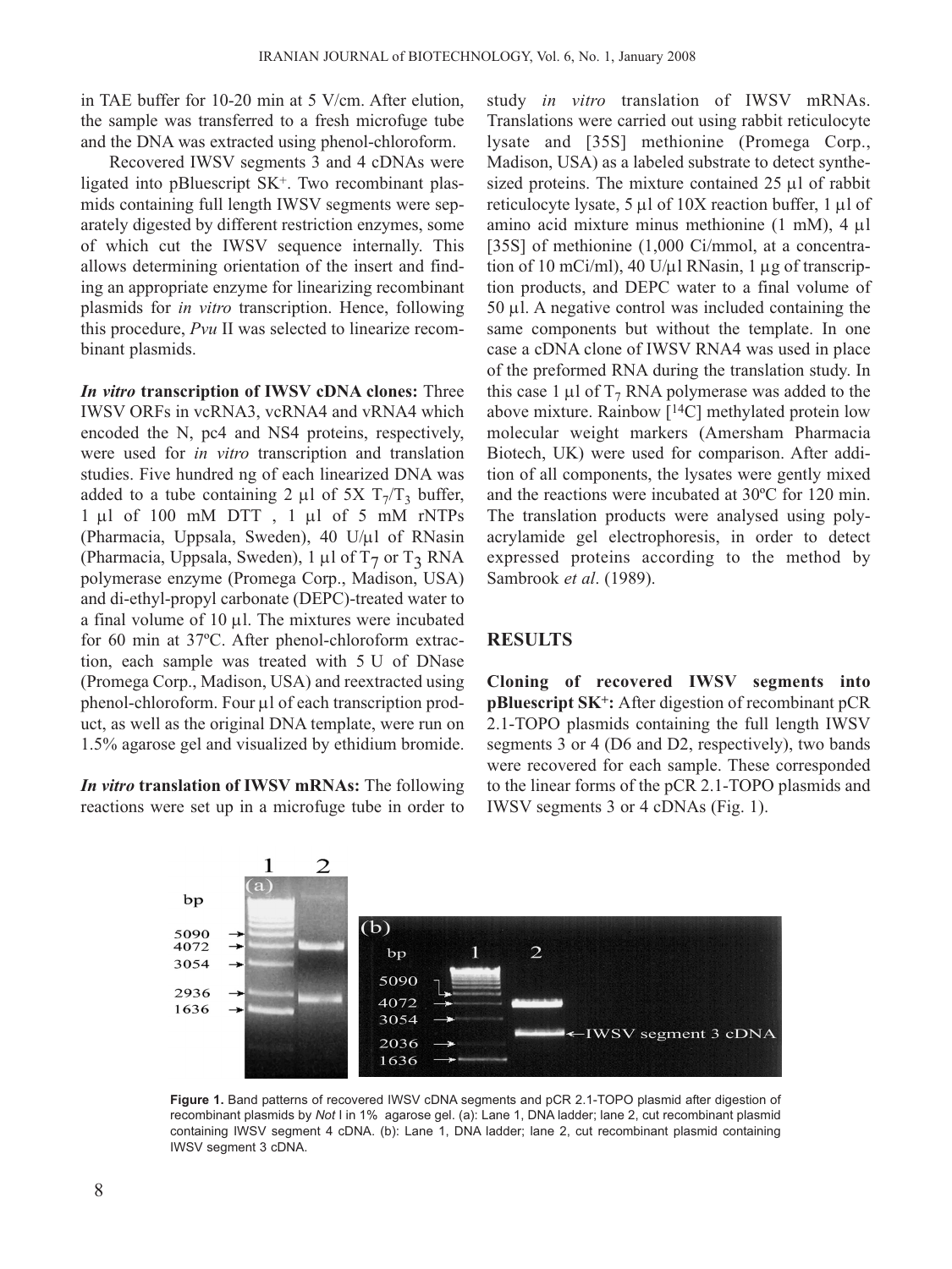in TAE buffer for 10-20 min at 5 V/cm. After elution, the sample was transferred to a fresh microfuge tube and the DNA was extracted using phenol-chloroform.

Recovered IWSV segments 3 and 4 cDNAs were ligated into pBluescript SK$^+$. Two recombinant plasmids containing full length IWSV segments were separately digested by different restriction enzymes, some of which cut the IWSV sequence internally. This allows determining orientation of the insert and finding an appropriate enzyme for linearizing recombinant plasmids for *in vitro* transcription. Hence, following this procedure, *Pvu* II was selected to linearize recombinant plasmids.

***In vitro* transcription of IWSV cDNA clones:** Three IWSV ORFs in vcRNA3, vcRNA4 and vRNA4 which encoded the N, pc4 and NS4 proteins, respectively, were used for *in vitro* transcription and translation studies. Five hundred ng of each linearized DNA was added to a tube containing 2 µl of 5X $T_7$/$T_3$ buffer, 1 µl of 100 mM DTT , 1 µl of 5 mM rNTPs (Pharmacia, Uppsala, Sweden), 40 U/µl of RNasin (Pharmacia, Uppsala, Sweden), 1 µl of $T_7$ or $T_3$ RNA polymerase enzyme (Promega Corp., Madison, USA) and di-ethyl-propyl carbonate (DEPC)-treated water to a final volume of 10 µl. The mixtures were incubated for 60 min at 37ºC. After phenol-chloroform extraction, each sample was treated with 5 U of DNase (Promega Corp., Madison, USA) and reextracted using phenol-chloroform. Four µl of each transcription product, as well as the original DNA template, were run on 1.5% agarose gel and visualized by ethidium bromide.

***In vitro* translation of IWSV mRNAs:** The following reactions were set up in a microfuge tube in order to study *in vitro* translation of IWSV mRNAs. Translations were carried out using rabbit reticulocyte lysate and [35S] methionine (Promega Corp., Madison, USA) as a labeled substrate to detect synthesized proteins. The mixture contained 25 µl of rabbit reticulocyte lysate, 5 µl of 10X reaction buffer, 1 µl of amino acid mixture minus methionine (1 mM), 4 µl [35S] of methionine (1,000 Ci/mmol, at a concentration of 10 mCi/ml), 40 U/µl RNasin, 1 µg of transcription products, and DEPC water to a final volume of 50 µl. A negative control was included containing the same components but without the template. In one case a cDNA clone of IWSV RNA4 was used in place of the preformed RNA during the translation study. In this case 1 µl of $T_7$ RNA polymerase was added to the above mixture. Rainbow [$^{14}$C] methylated protein low molecular weight markers (Amersham Pharmacia Biotech, UK) were used for comparison. After addition of all components, the lysates were gently mixed and the reactions were incubated at 30ºC for 120 min. The translation products were analysed using polyacrylamide gel electrophoresis, in order to detect expressed proteins according to the method by Sambrook *et al*. (1989).

## RESULTS

**Cloning of recovered IWSV segments into pBluescript SK$^+$:** After digestion of recombinant pCR 2.1-TOPO plasmids containing the full length IWSV segments 3 or 4 (D6 and D2, respectively), two bands were recovered for each sample. These corresponded to the linear forms of the pCR 2.1-TOPO plasmids and IWSV segments 3 or 4 cDNAs (Fig. 1).

**Figure 1.** Band patterns of recovered IWSV cDNA segments and pCR 2.1-TOPO plasmid after digestion of recombinant plasmids by *Not* I in 1% agarose gel. (a): Lane 1, DNA ladder; lane 2, cut recombinant plasmid containing IWSV segment 4 cDNA. (b): Lane 1, DNA ladder; lane 2, cut recombinant plasmid containing IWSV segment 3 cDNA.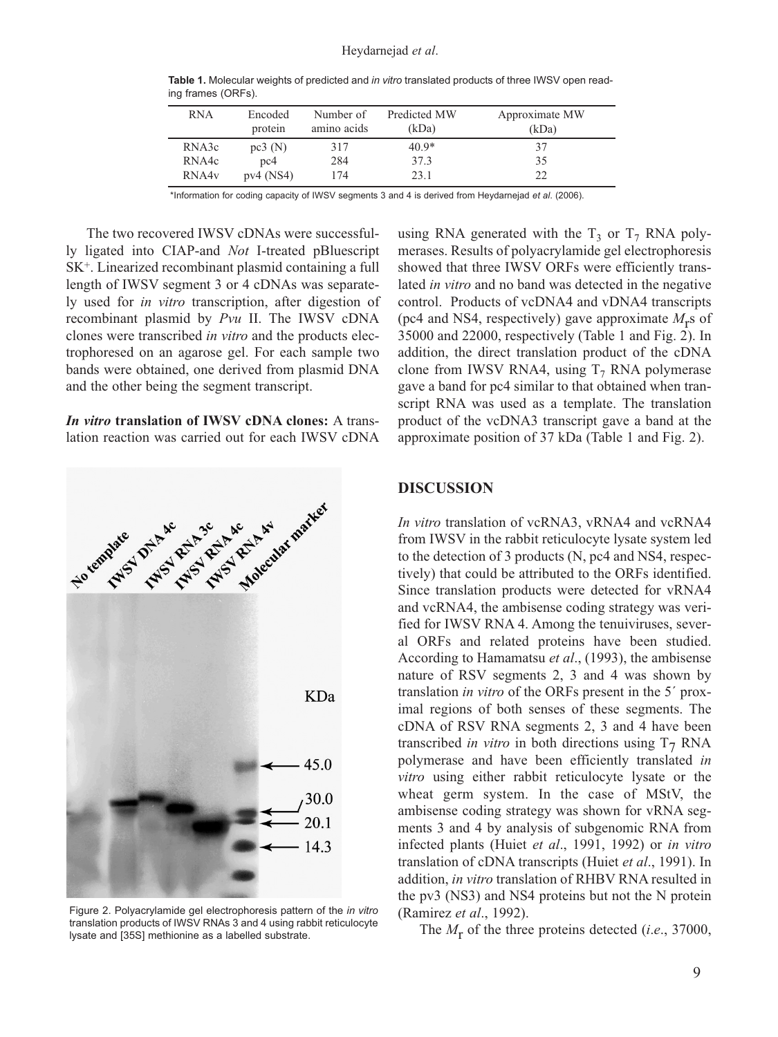**Table 1.** Molecular weights of predicted and *in vitro* translated products of three IWSV open reading frames (ORFs).

| RNA | Encoded protein | Number of amino acids | Predicted MW (kDa) | Approximate MW (kDa) |
|---|---|---|---|---|
| RNA3c | pc3 (N) | 317 | 40.9* | 37 |
| RNA4c | pc4 | 284 | 37.3 | 35 |
| RNA4v | pv4 (NS4) | 174 | 23.1 | 22 |

*Information for coding capacity of IWSV segments 3 and 4 is derived from Heydarnejad *et al*. (2006).

The two recovered IWSV cDNAs were successfully ligated into CIAP-and *Not* I-treated pBluescript SK$^+$. Linearized recombinant plasmid containing a full length of IWSV segment 3 or 4 cDNAs was separately used for *in vitro* transcription, after digestion of recombinant plasmid by *Pvu* II. The IWSV cDNA clones were transcribed *in vitro* and the products electrophoresed on an agarose gel. For each sample two bands were obtained, one derived from plasmid DNA and the other being the segment transcript.

***In vitro* translation of IWSV cDNA clones:** A translation reaction was carried out for each IWSV cDNA using RNA generated with the $T_3$ or $T_7$ RNA polymerases. Results of polyacrylamide gel electrophoresis showed that three IWSV ORFs were efficiently translated *in vitro* and no band was detected in the negative control. Products of vcDNA4 and vDNA4 transcripts (pc4 and NS4, respectively) gave approximate $M_r$s of 35000 and 22000, respectively (Table 1 and Fig. 2). In addition, the direct translation product of the cDNA clone from IWSV RNA4, using $T_7$ RNA polymerase gave a band for pc4 similar to that obtained when transcript RNA was used as a template. The translation product of the vcDNA3 transcript gave a band at the approximate position of 37 kDa (Table 1 and Fig. 2).

Figure 2. Polyacrylamide gel electrophoresis pattern of the *in vitro* translation products of IWSV RNAs 3 and 4 using rabbit reticulocyte lysate and [35S] methionine as a labelled substrate.

## DISCUSSION

*In vitro* translation of vcRNA3, vRNA4 and vcRNA4 from IWSV in the rabbit reticulocyte lysate system led to the detection of 3 products (N, pc4 and NS4, respectively) that could be attributed to the ORFs identified. Since translation products were detected for vRNA4 and vcRNA4, the ambisense coding strategy was verified for IWSV RNA 4. Among the tenuiviruses, several ORFs and related proteins have been studied. According to Hamamatsu *et al*., (1993), the ambisense nature of RSV segments 2, 3 and 4 was shown by translation *in vitro* of the ORFs present in the 5´ proximal regions of both senses of these segments. The cDNA of RSV RNA segments 2, 3 and 4 have been transcribed *in vitro* in both directions using $T_7$ RNA polymerase and have been efficiently translated *in vitro* using either rabbit reticulocyte lysate or the wheat germ system. In the case of MStV, the ambisense coding strategy was shown for vRNA segments 3 and 4 by analysis of subgenomic RNA from infected plants (Huiet *et al*., 1991, 1992) or *in vitro* translation of cDNA transcripts (Huiet *et al*., 1991). In addition, *in vitro* translation of RHBV RNA resulted in the pv3 (NS3) and NS4 proteins but not the N protein (Ramirez *et al*., 1992).

The $M_r$ of the three proteins detected (*i.e*., 37000,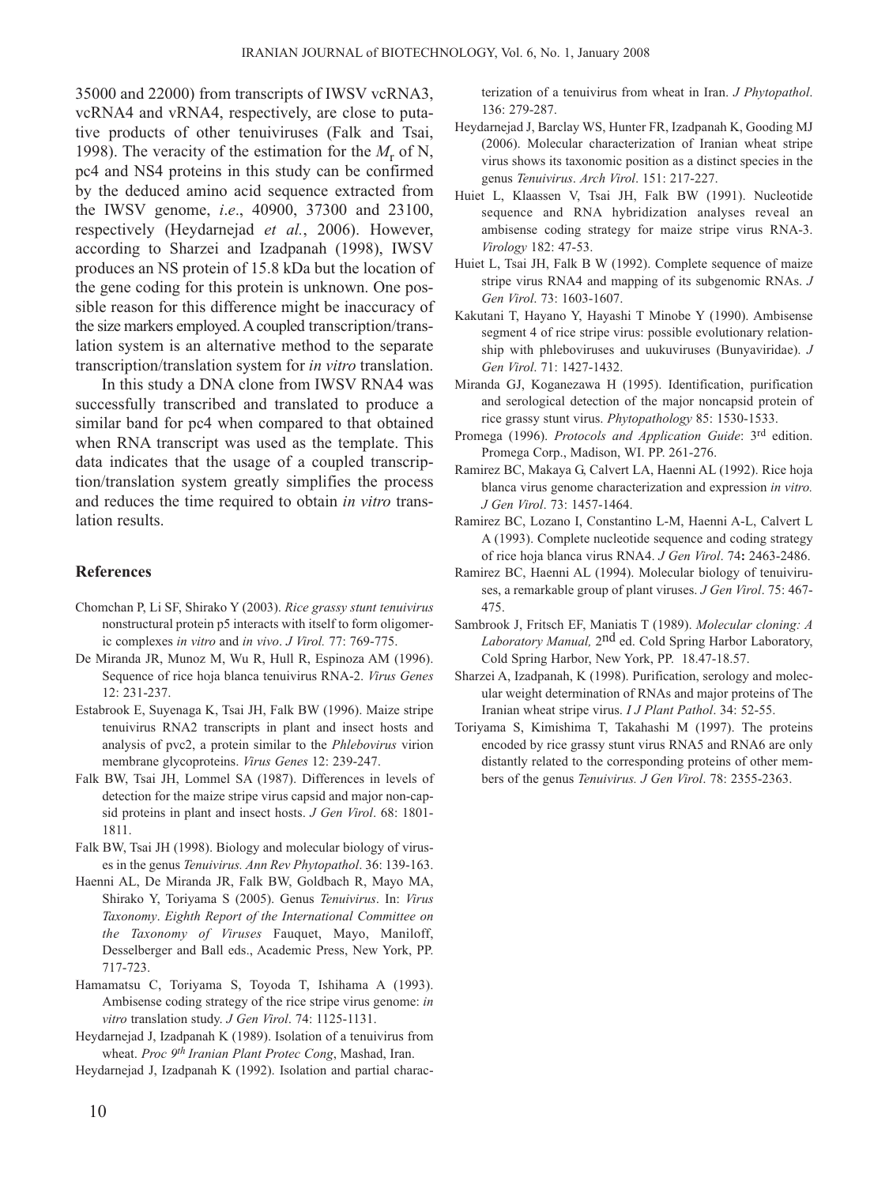35000 and 22000) from transcripts of IWSV vcRNA3, vcRNA4 and vRNA4, respectively, are close to putative products of other tenuiviruses (Falk and Tsai, 1998). The veracity of the estimation for the $M_r$ of N, pc4 and NS4 proteins in this study can be confirmed by the deduced amino acid sequence extracted from the IWSV genome, *i.e*., 40900, 37300 and 23100, respectively (Heydarnejad *et al.*, 2006). However, according to Sharzei and Izadpanah (1998), IWSV produces an NS protein of 15.8 kDa but the location of the gene coding for this protein is unknown. One possible reason for this difference might be inaccuracy of the size markers employed. A coupled transcription/translation system is an alternative method to the separate transcription/translation system for *in vitro* translation.

In this study a DNA clone from IWSV RNA4 was successfully transcribed and translated to produce a similar band for pc4 when compared to that obtained when RNA transcript was used as the template. This data indicates that the usage of a coupled transcription/translation system greatly simplifies the process and reduces the time required to obtain *in vitro* translation results.

## References

Chomchan P, Li SF, Shirako Y (2003). *Rice grassy stunt tenuivirus* nonstructural protein p5 interacts with itself to form oligomeric complexes *in vitro* and *in vivo*. *J Virol.* 77: 769-775.

De Miranda JR, Munoz M, Wu R, Hull R, Espinoza AM (1996). Sequence of rice hoja blanca tenuivirus RNA-2. *Virus Genes* 12: 231-237.

Estabrook E, Suyenaga K, Tsai JH, Falk BW (1996). Maize stripe tenuivirus RNA2 transcripts in plant and insect hosts and analysis of pvc2, a protein similar to the *Phlebovirus* virion membrane glycoproteins. *Virus Genes* 12: 239-247.

Falk BW, Tsai JH, Lommel SA (1987). Differences in levels of detection for the maize stripe virus capsid and major non-capsid proteins in plant and insect hosts. *J Gen Virol*. 68: 1801-1811.

Falk BW, Tsai JH (1998). Biology and molecular biology of viruses in the genus *Tenuivirus. Ann Rev Phytopathol*. 36: 139-163.

Haenni AL, De Miranda JR, Falk BW, Goldbach R, Mayo MA, Shirako Y, Toriyama S (2005). Genus *Tenuivirus*. In: *Virus Taxonomy*. *Eighth Report of the International Committee on the Taxonomy of Viruses* Fauquet, Mayo, Maniloff, Desselberger and Ball eds., Academic Press, New York, PP. 717-723.

Hamamatsu C, Toriyama S, Toyoda T, Ishihama A (1993). Ambisense coding strategy of the rice stripe virus genome: *in vitro* translation study. *J Gen Virol*. 74: 1125-1131.

Heydarnejad J, Izadpanah K (1989). Isolation of a tenuivirus from wheat. *Proc 9th Iranian Plant Protec Cong*, Mashad, Iran.

Heydarnejad J, Izadpanah K (1992). Isolation and partial characterization of a tenuivirus from wheat in Iran. *J Phytopathol*. 136: 279-287.

Heydarnejad J, Barclay WS, Hunter FR, Izadpanah K, Gooding MJ (2006). Molecular characterization of Iranian wheat stripe virus shows its taxonomic position as a distinct species in the genus *Tenuivirus*. *Arch Virol*. 151: 217-227.

Huiet L, Klaassen V, Tsai JH, Falk BW (1991). Nucleotide sequence and RNA hybridization analyses reveal an ambisense coding strategy for maize stripe virus RNA-3. *Virology* 182: 47-53.

Huiet L, Tsai JH, Falk B W (1992). Complete sequence of maize stripe virus RNA4 and mapping of its subgenomic RNAs. *J Gen Virol*. 73: 1603-1607.

Kakutani T, Hayano Y, Hayashi T Minobe Y (1990). Ambisense segment 4 of rice stripe virus: possible evolutionary relationship with phleboviruses and uukuviruses (Bunyaviridae). *J Gen Virol*. 71: 1427-1432.

Miranda GJ, Koganezawa H (1995). Identification, purification and serological detection of the major noncapsid protein of rice grassy stunt virus. *Phytopathology* 85: 1530-1533.

Promega (1996). *Protocols and Application Guide*: 3rd edition. Promega Corp., Madison, WI. PP. 261-276.

Ramirez BC, Makaya G, Calvert LA, Haenni AL (1992). Rice hoja blanca virus genome characterization and expression *in vitro. J Gen Virol*. 73: 1457-1464.

Ramirez BC, Lozano I, Constantino L-M, Haenni A-L, Calvert L A (1993). Complete nucleotide sequence and coding strategy of rice hoja blanca virus RNA4. *J Gen Virol*. 74**:** 2463-2486.

Ramirez BC, Haenni AL (1994). Molecular biology of tenuiviruses, a remarkable group of plant viruses. *J Gen Virol*. 75: 467-475.

Sambrook J, Fritsch EF, Maniatis T (1989). *Molecular cloning: A Laboratory Manual,* 2nd ed. Cold Spring Harbor Laboratory, Cold Spring Harbor, New York, PP. 18.47-18.57.

Sharzei A, Izadpanah, K (1998). Purification, serology and molecular weight determination of RNAs and major proteins of The Iranian wheat stripe virus. *I J Plant Pathol*. 34: 52-55.

Toriyama S, Kimishima T, Takahashi M (1997). The proteins encoded by rice grassy stunt virus RNA5 and RNA6 are only distantly related to the corresponding proteins of other members of the genus *Tenuivirus. J Gen Virol*. 78: 2355-2363.